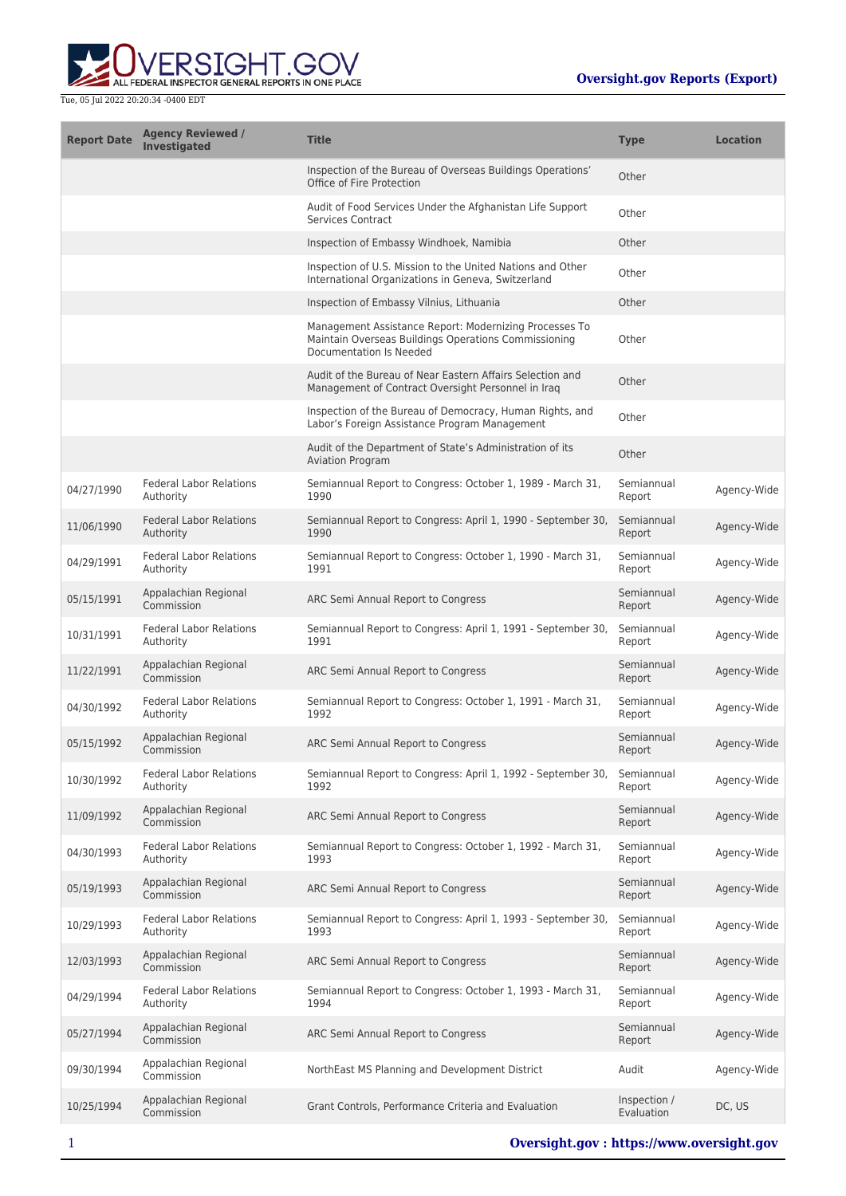| Report Date | Agency Reviewed / Investigated | Title | Type | Location |
|---|---|---|---|---|
| | | Inspection of the Bureau of Overseas Buildings Operations' Office of Fire Protection | Other | |
| | | Audit of Food Services Under the Afghanistan Life Support Services Contract | Other | |
| | | Inspection of Embassy Windhoek, Namibia | Other | |
| | | Inspection of U.S. Mission to the United Nations and Other International Organizations in Geneva, Switzerland | Other | |
| | | Inspection of Embassy Vilnius, Lithuania | Other | |
| | | Management Assistance Report: Modernizing Processes To Maintain Overseas Buildings Operations Commissioning Documentation Is Needed | Other | |
| | | Audit of the Bureau of Near Eastern Affairs Selection and Management of Contract Oversight Personnel in Iraq | Other | |
| | | Inspection of the Bureau of Democracy, Human Rights, and Labor's Foreign Assistance Program Management | Other | |
| | | Audit of the Department of State's Administration of its Aviation Program | Other | |
| 04/27/1990 | Federal Labor Relations Authority | Semiannual Report to Congress: October 1, 1989 - March 31, 1990 | Semiannual Report | Agency-Wide |
| 11/06/1990 | Federal Labor Relations Authority | Semiannual Report to Congress: April 1, 1990 - September 30, 1990 | Semiannual Report | Agency-Wide |
| 04/29/1991 | Federal Labor Relations Authority | Semiannual Report to Congress: October 1, 1990 - March 31, 1991 | Semiannual Report | Agency-Wide |
| 05/15/1991 | Appalachian Regional Commission | ARC Semi Annual Report to Congress | Semiannual Report | Agency-Wide |
| 10/31/1991 | Federal Labor Relations Authority | Semiannual Report to Congress: April 1, 1991 - September 30, 1991 | Semiannual Report | Agency-Wide |
| 11/22/1991 | Appalachian Regional Commission | ARC Semi Annual Report to Congress | Semiannual Report | Agency-Wide |
| 04/30/1992 | Federal Labor Relations Authority | Semiannual Report to Congress: October 1, 1991 - March 31, 1992 | Semiannual Report | Agency-Wide |
| 05/15/1992 | Appalachian Regional Commission | ARC Semi Annual Report to Congress | Semiannual Report | Agency-Wide |
| 10/30/1992 | Federal Labor Relations Authority | Semiannual Report to Congress: April 1, 1992 - September 30, 1992 | Semiannual Report | Agency-Wide |
| 11/09/1992 | Appalachian Regional Commission | ARC Semi Annual Report to Congress | Semiannual Report | Agency-Wide |
| 04/30/1993 | Federal Labor Relations Authority | Semiannual Report to Congress: October 1, 1992 - March 31, 1993 | Semiannual Report | Agency-Wide |
| 05/19/1993 | Appalachian Regional Commission | ARC Semi Annual Report to Congress | Semiannual Report | Agency-Wide |
| 10/29/1993 | Federal Labor Relations Authority | Semiannual Report to Congress: April 1, 1993 - September 30, 1993 | Semiannual Report | Agency-Wide |
| 12/03/1993 | Appalachian Regional Commission | ARC Semi Annual Report to Congress | Semiannual Report | Agency-Wide |
| 04/29/1994 | Federal Labor Relations Authority | Semiannual Report to Congress: October 1, 1993 - March 31, 1994 | Semiannual Report | Agency-Wide |
| 05/27/1994 | Appalachian Regional Commission | ARC Semi Annual Report to Congress | Semiannual Report | Agency-Wide |
| 09/30/1994 | Appalachian Regional Commission | NorthEast MS Planning and Development District | Audit | Agency-Wide |
| 10/25/1994 | Appalachian Regional Commission | Grant Controls, Performance Criteria and Evaluation | Inspection / Evaluation | DC, US |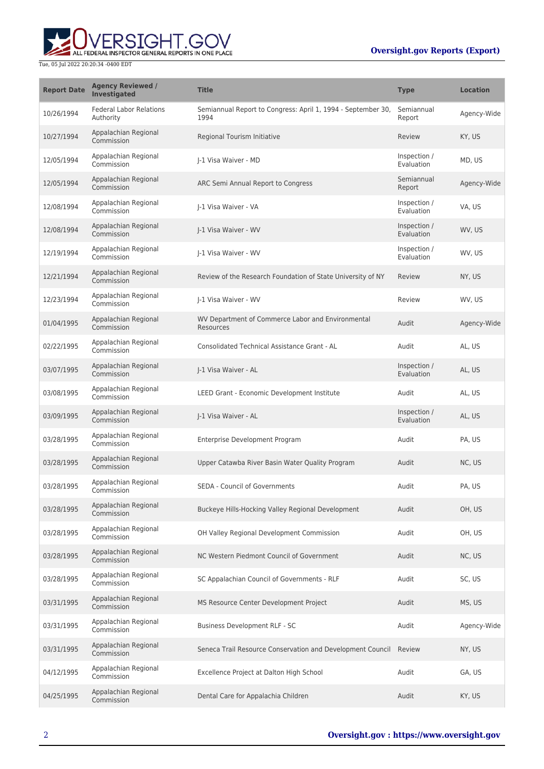| Report Date | Agency Reviewed / Investigated | Title | Type | Location |
| --- | --- | --- | --- | --- |
| 10/26/1994 | Federal Labor Relations Authority | Semiannual Report to Congress: April 1, 1994 - September 30, 1994 | Semiannual Report | Agency-Wide |
| 10/27/1994 | Appalachian Regional Commission | Regional Tourism Initiative | Review | KY, US |
| 12/05/1994 | Appalachian Regional Commission | J-1 Visa Waiver - MD | Inspection / Evaluation | MD, US |
| 12/05/1994 | Appalachian Regional Commission | ARC Semi Annual Report to Congress | Semiannual Report | Agency-Wide |
| 12/08/1994 | Appalachian Regional Commission | J-1 Visa Waiver - VA | Inspection / Evaluation | VA, US |
| 12/08/1994 | Appalachian Regional Commission | J-1 Visa Waiver - WV | Inspection / Evaluation | WV, US |
| 12/19/1994 | Appalachian Regional Commission | J-1 Visa Waiver - WV | Inspection / Evaluation | WV, US |
| 12/21/1994 | Appalachian Regional Commission | Review of the Research Foundation of State University of NY | Review | NY, US |
| 12/23/1994 | Appalachian Regional Commission | J-1 Visa Waiver - WV | Review | WV, US |
| 01/04/1995 | Appalachian Regional Commission | WV Department of Commerce Labor and Environmental Resources | Audit | Agency-Wide |
| 02/22/1995 | Appalachian Regional Commission | Consolidated Technical Assistance Grant - AL | Audit | AL, US |
| 03/07/1995 | Appalachian Regional Commission | J-1 Visa Waiver - AL | Inspection / Evaluation | AL, US |
| 03/08/1995 | Appalachian Regional Commission | LEED Grant - Economic Development Institute | Audit | AL, US |
| 03/09/1995 | Appalachian Regional Commission | J-1 Visa Waiver - AL | Inspection / Evaluation | AL, US |
| 03/28/1995 | Appalachian Regional Commission | Enterprise Development Program | Audit | PA, US |
| 03/28/1995 | Appalachian Regional Commission | Upper Catawba River Basin Water Quality Program | Audit | NC, US |
| 03/28/1995 | Appalachian Regional Commission | SEDA - Council of Governments | Audit | PA, US |
| 03/28/1995 | Appalachian Regional Commission | Buckeye Hills-Hocking Valley Regional Development | Audit | OH, US |
| 03/28/1995 | Appalachian Regional Commission | OH Valley Regional Development Commission | Audit | OH, US |
| 03/28/1995 | Appalachian Regional Commission | NC Western Piedmont Council of Government | Audit | NC, US |
| 03/28/1995 | Appalachian Regional Commission | SC Appalachian Council of Governments - RLF | Audit | SC, US |
| 03/31/1995 | Appalachian Regional Commission | MS Resource Center Development Project | Audit | MS, US |
| 03/31/1995 | Appalachian Regional Commission | Business Development RLF - SC | Audit | Agency-Wide |
| 03/31/1995 | Appalachian Regional Commission | Seneca Trail Resource Conservation and Development Council | Review | NY, US |
| 04/12/1995 | Appalachian Regional Commission | Excellence Project at Dalton High School | Audit | GA, US |
| 04/25/1995 | Appalachian Regional Commission | Dental Care for Appalachia Children | Audit | KY, US |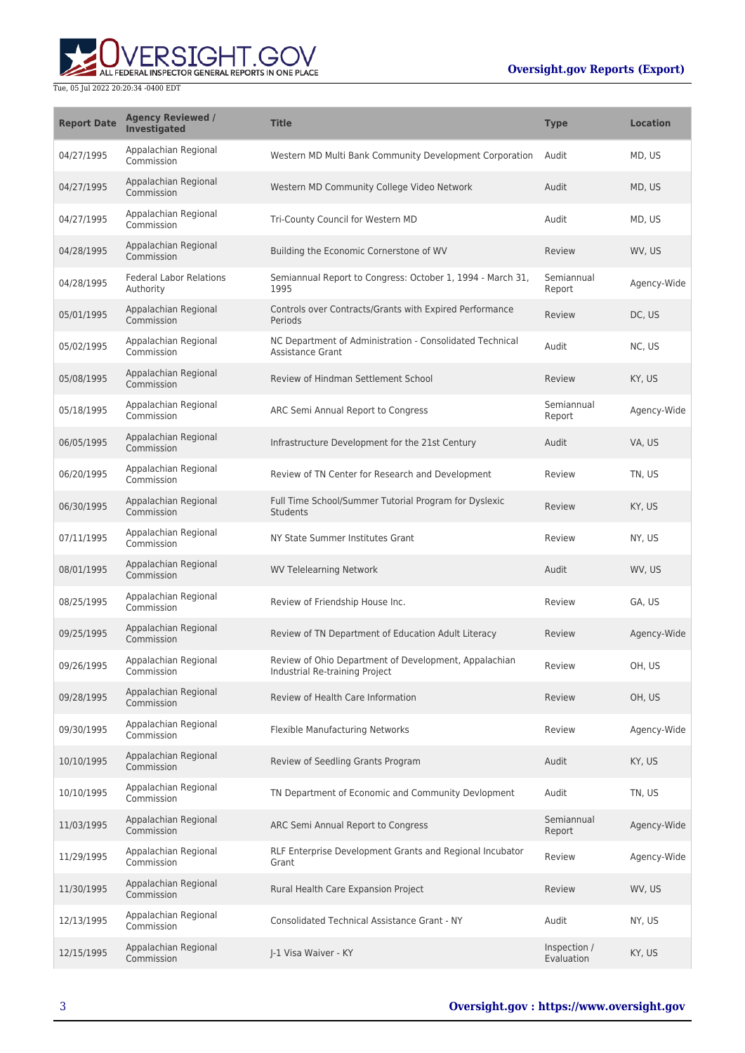| Report Date | Agency Reviewed / Investigated | Title | Type | Location |
| --- | --- | --- | --- | --- |
| 04/27/1995 | Appalachian Regional Commission | Western MD Multi Bank Community Development Corporation | Audit | MD, US |
| 04/27/1995 | Appalachian Regional Commission | Western MD Community College Video Network | Audit | MD, US |
| 04/27/1995 | Appalachian Regional Commission | Tri-County Council for Western MD | Audit | MD, US |
| 04/28/1995 | Appalachian Regional Commission | Building the Economic Cornerstone of WV | Review | WV, US |
| 04/28/1995 | Federal Labor Relations Authority | Semiannual Report to Congress: October 1, 1994 - March 31, 1995 | Semiannual Report | Agency-Wide |
| 05/01/1995 | Appalachian Regional Commission | Controls over Contracts/Grants with Expired Performance Periods | Review | DC, US |
| 05/02/1995 | Appalachian Regional Commission | NC Department of Administration - Consolidated Technical Assistance Grant | Audit | NC, US |
| 05/08/1995 | Appalachian Regional Commission | Review of Hindman Settlement School | Review | KY, US |
| 05/18/1995 | Appalachian Regional Commission | ARC Semi Annual Report to Congress | Semiannual Report | Agency-Wide |
| 06/05/1995 | Appalachian Regional Commission | Infrastructure Development for the 21st Century | Audit | VA, US |
| 06/20/1995 | Appalachian Regional Commission | Review of TN Center for Research and Development | Review | TN, US |
| 06/30/1995 | Appalachian Regional Commission | Full Time School/Summer Tutorial Program for Dyslexic Students | Review | KY, US |
| 07/11/1995 | Appalachian Regional Commission | NY State Summer Institutes Grant | Review | NY, US |
| 08/01/1995 | Appalachian Regional Commission | WV Telelearning Network | Audit | WV, US |
| 08/25/1995 | Appalachian Regional Commission | Review of Friendship House Inc. | Review | GA, US |
| 09/25/1995 | Appalachian Regional Commission | Review of TN Department of Education Adult Literacy | Review | Agency-Wide |
| 09/26/1995 | Appalachian Regional Commission | Review of Ohio Department of Development, Appalachian Industrial Re-training Project | Review | OH, US |
| 09/28/1995 | Appalachian Regional Commission | Review of Health Care Information | Review | OH, US |
| 09/30/1995 | Appalachian Regional Commission | Flexible Manufacturing Networks | Review | Agency-Wide |
| 10/10/1995 | Appalachian Regional Commission | Review of Seedling Grants Program | Audit | KY, US |
| 10/10/1995 | Appalachian Regional Commission | TN Department of Economic and Community Devlopment | Audit | TN, US |
| 11/03/1995 | Appalachian Regional Commission | ARC Semi Annual Report to Congress | Semiannual Report | Agency-Wide |
| 11/29/1995 | Appalachian Regional Commission | RLF Enterprise Development Grants and Regional Incubator Grant | Review | Agency-Wide |
| 11/30/1995 | Appalachian Regional Commission | Rural Health Care Expansion Project | Review | WV, US |
| 12/13/1995 | Appalachian Regional Commission | Consolidated Technical Assistance Grant - NY | Audit | NY, US |
| 12/15/1995 | Appalachian Regional Commission | J-1 Visa Waiver - KY | Inspection / Evaluation | KY, US |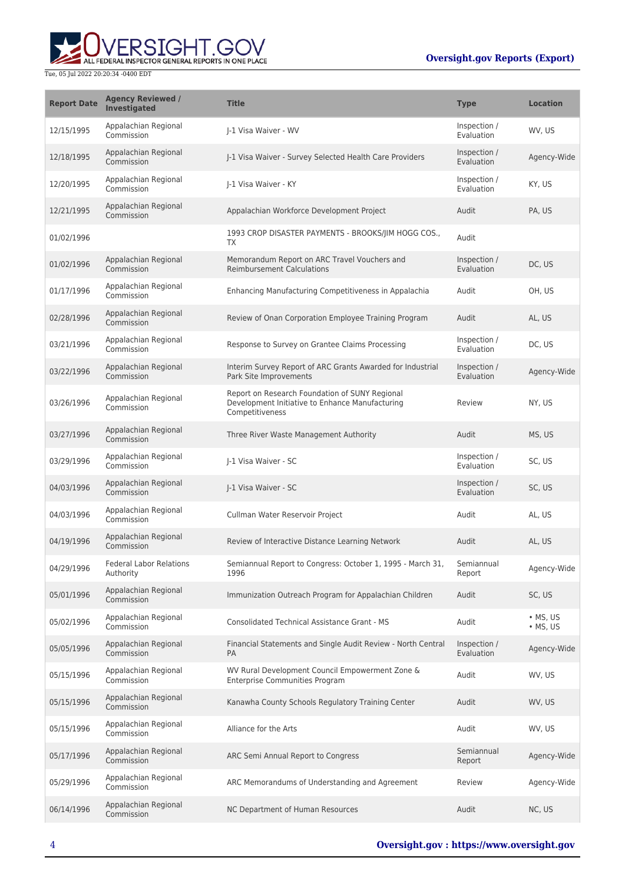| Report Date | Agency Reviewed / Investigated | Title | Type | Location |
| --- | --- | --- | --- | --- |
| 12/15/1995 | Appalachian Regional Commission | J-1 Visa Waiver - WV | Inspection / Evaluation | WV, US |
| 12/18/1995 | Appalachian Regional Commission | J-1 Visa Waiver - Survey Selected Health Care Providers | Inspection / Evaluation | Agency-Wide |
| 12/20/1995 | Appalachian Regional Commission | J-1 Visa Waiver - KY | Inspection / Evaluation | KY, US |
| 12/21/1995 | Appalachian Regional Commission | Appalachian Workforce Development Project | Audit | PA, US |
| 01/02/1996 | | 1993 CROP DISASTER PAYMENTS - BROOKS/JIM HOGG COS., TX | Audit | |
| 01/02/1996 | Appalachian Regional Commission | Memorandum Report on ARC Travel Vouchers and Reimbursement Calculations | Inspection / Evaluation | DC, US |
| 01/17/1996 | Appalachian Regional Commission | Enhancing Manufacturing Competitiveness in Appalachia | Audit | OH, US |
| 02/28/1996 | Appalachian Regional Commission | Review of Onan Corporation Employee Training Program | Audit | AL, US |
| 03/21/1996 | Appalachian Regional Commission | Response to Survey on Grantee Claims Processing | Inspection / Evaluation | DC, US |
| 03/22/1996 | Appalachian Regional Commission | Interim Survey Report of ARC Grants Awarded for Industrial Park Site Improvements | Inspection / Evaluation | Agency-Wide |
| 03/26/1996 | Appalachian Regional Commission | Report on Research Foundation of SUNY Regional Development Initiative to Enhance Manufacturing Competitiveness | Review | NY, US |
| 03/27/1996 | Appalachian Regional Commission | Three River Waste Management Authority | Audit | MS, US |
| 03/29/1996 | Appalachian Regional Commission | J-1 Visa Waiver - SC | Inspection / Evaluation | SC, US |
| 04/03/1996 | Appalachian Regional Commission | J-1 Visa Waiver - SC | Inspection / Evaluation | SC, US |
| 04/03/1996 | Appalachian Regional Commission | Cullman Water Reservoir Project | Audit | AL, US |
| 04/19/1996 | Appalachian Regional Commission | Review of Interactive Distance Learning Network | Audit | AL, US |
| 04/29/1996 | Federal Labor Relations Authority | Semiannual Report to Congress: October 1, 1995 - March 31, 1996 | Semiannual Report | Agency-Wide |
| 05/01/1996 | Appalachian Regional Commission | Immunization Outreach Program for Appalachian Children | Audit | SC, US |
| 05/02/1996 | Appalachian Regional Commission | Consolidated Technical Assistance Grant - MS | Audit | • MS, US • MS, US |
| 05/05/1996 | Appalachian Regional Commission | Financial Statements and Single Audit Review - North Central PA | Inspection / Evaluation | Agency-Wide |
| 05/15/1996 | Appalachian Regional Commission | WV Rural Development Council Empowerment Zone & Enterprise Communities Program | Audit | WV, US |
| 05/15/1996 | Appalachian Regional Commission | Kanawha County Schools Regulatory Training Center | Audit | WV, US |
| 05/15/1996 | Appalachian Regional Commission | Alliance for the Arts | Audit | WV, US |
| 05/17/1996 | Appalachian Regional Commission | ARC Semi Annual Report to Congress | Semiannual Report | Agency-Wide |
| 05/29/1996 | Appalachian Regional Commission | ARC Memorandums of Understanding and Agreement | Review | Agency-Wide |
| 06/14/1996 | Appalachian Regional Commission | NC Department of Human Resources | Audit | NC, US |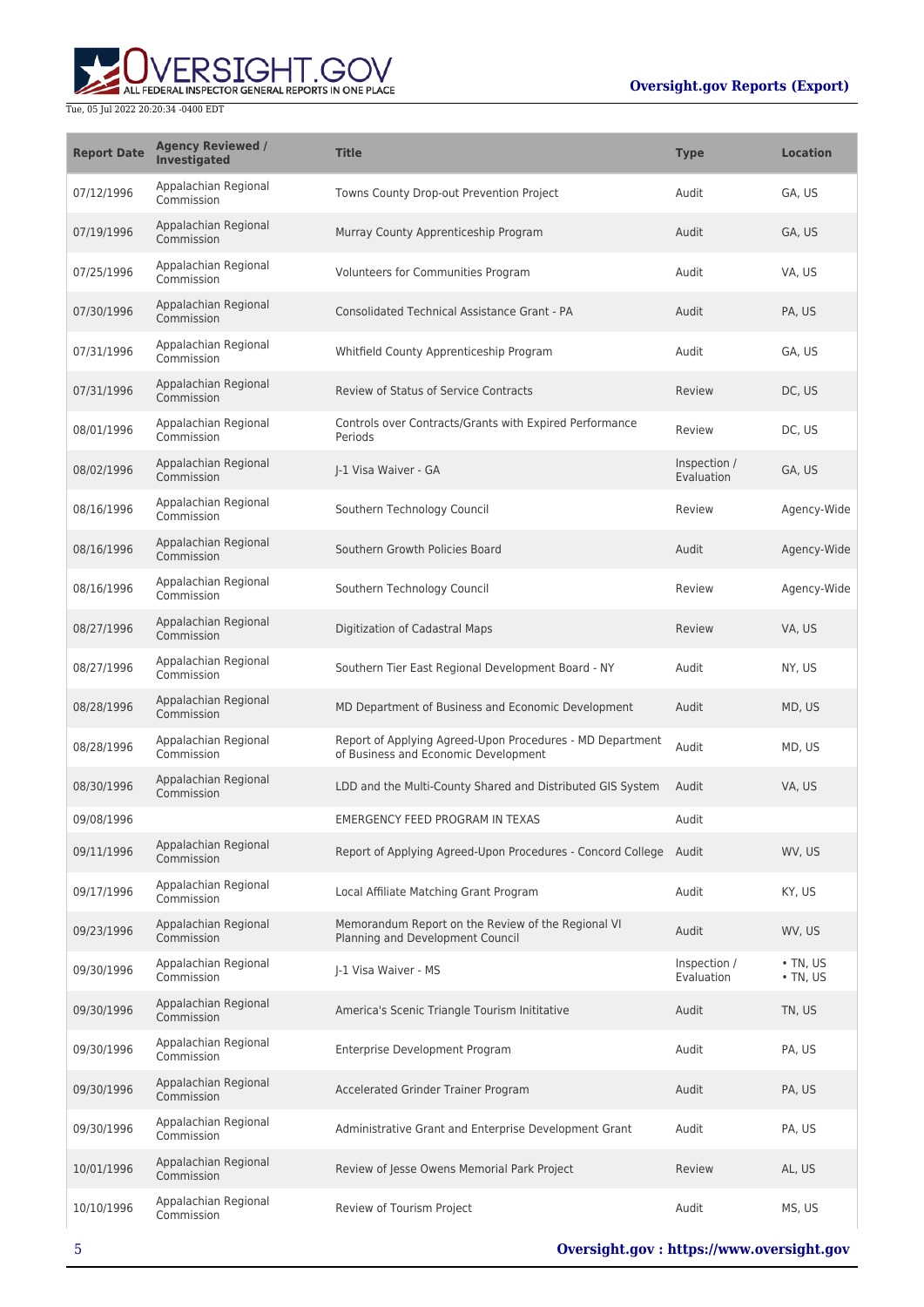| Report Date | Agency Reviewed / Investigated | Title | Type | Location |
| --- | --- | --- | --- | --- |
| 07/12/1996 | Appalachian Regional Commission | Towns County Drop-out Prevention Project | Audit | GA, US |
| 07/19/1996 | Appalachian Regional Commission | Murray County Apprenticeship Program | Audit | GA, US |
| 07/25/1996 | Appalachian Regional Commission | Volunteers for Communities Program | Audit | VA, US |
| 07/30/1996 | Appalachian Regional Commission | Consolidated Technical Assistance Grant - PA | Audit | PA, US |
| 07/31/1996 | Appalachian Regional Commission | Whitfield County Apprenticeship Program | Audit | GA, US |
| 07/31/1996 | Appalachian Regional Commission | Review of Status of Service Contracts | Review | DC, US |
| 08/01/1996 | Appalachian Regional Commission | Controls over Contracts/Grants with Expired Performance Periods | Review | DC, US |
| 08/02/1996 | Appalachian Regional Commission | J-1 Visa Waiver - GA | Inspection / Evaluation | GA, US |
| 08/16/1996 | Appalachian Regional Commission | Southern Technology Council | Review | Agency-Wide |
| 08/16/1996 | Appalachian Regional Commission | Southern Growth Policies Board | Audit | Agency-Wide |
| 08/16/1996 | Appalachian Regional Commission | Southern Technology Council | Review | Agency-Wide |
| 08/27/1996 | Appalachian Regional Commission | Digitization of Cadastral Maps | Review | VA, US |
| 08/27/1996 | Appalachian Regional Commission | Southern Tier East Regional Development Board - NY | Audit | NY, US |
| 08/28/1996 | Appalachian Regional Commission | MD Department of Business and Economic Development | Audit | MD, US |
| 08/28/1996 | Appalachian Regional Commission | Report of Applying Agreed-Upon Procedures - MD Department of Business and Economic Development | Audit | MD, US |
| 08/30/1996 | Appalachian Regional Commission | LDD and the Multi-County Shared and Distributed GIS System | Audit | VA, US |
| 09/08/1996 | | EMERGENCY FEED PROGRAM IN TEXAS | Audit | |
| 09/11/1996 | Appalachian Regional Commission | Report of Applying Agreed-Upon Procedures - Concord College | Audit | WV, US |
| 09/17/1996 | Appalachian Regional Commission | Local Affiliate Matching Grant Program | Audit | KY, US |
| 09/23/1996 | Appalachian Regional Commission | Memorandum Report on the Review of the Regional VI Planning and Development Council | Audit | WV, US |
| 09/30/1996 | Appalachian Regional Commission | J-1 Visa Waiver - MS | Inspection / Evaluation | • TN, US<br>• TN, US |
| 09/30/1996 | Appalachian Regional Commission | America's Scenic Triangle Tourism Inititative | Audit | TN, US |
| 09/30/1996 | Appalachian Regional Commission | Enterprise Development Program | Audit | PA, US |
| 09/30/1996 | Appalachian Regional Commission | Accelerated Grinder Trainer Program | Audit | PA, US |
| 09/30/1996 | Appalachian Regional Commission | Administrative Grant and Enterprise Development Grant | Audit | PA, US |
| 10/01/1996 | Appalachian Regional Commission | Review of Jesse Owens Memorial Park Project | Review | AL, US |
| 10/10/1996 | Appalachian Regional Commission | Review of Tourism Project | Audit | MS, US |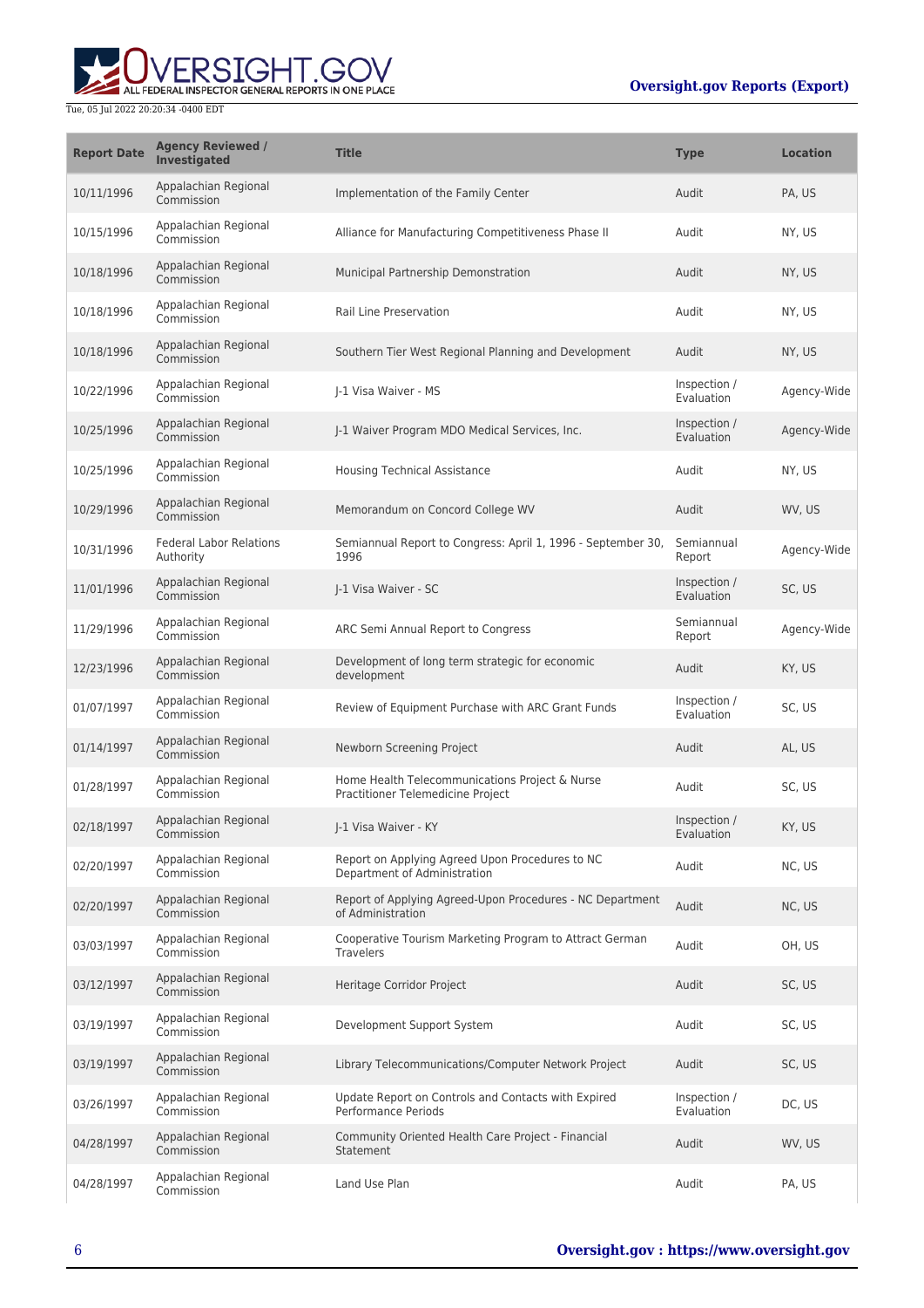| Report Date | Agency Reviewed / Investigated | Title | Type | Location |
| --- | --- | --- | --- | --- |
| 10/11/1996 | Appalachian Regional Commission | Implementation of the Family Center | Audit | PA, US |
| 10/15/1996 | Appalachian Regional Commission | Alliance for Manufacturing Competitiveness Phase II | Audit | NY, US |
| 10/18/1996 | Appalachian Regional Commission | Municipal Partnership Demonstration | Audit | NY, US |
| 10/18/1996 | Appalachian Regional Commission | Rail Line Preservation | Audit | NY, US |
| 10/18/1996 | Appalachian Regional Commission | Southern Tier West Regional Planning and Development | Audit | NY, US |
| 10/22/1996 | Appalachian Regional Commission | J-1 Visa Waiver - MS | Inspection / Evaluation | Agency-Wide |
| 10/25/1996 | Appalachian Regional Commission | J-1 Waiver Program MDO Medical Services, Inc. | Inspection / Evaluation | Agency-Wide |
| 10/25/1996 | Appalachian Regional Commission | Housing Technical Assistance | Audit | NY, US |
| 10/29/1996 | Appalachian Regional Commission | Memorandum on Concord College WV | Audit | WV, US |
| 10/31/1996 | Federal Labor Relations Authority | Semiannual Report to Congress: April 1, 1996 - September 30, 1996 | Semiannual Report | Agency-Wide |
| 11/01/1996 | Appalachian Regional Commission | J-1 Visa Waiver - SC | Inspection / Evaluation | SC, US |
| 11/29/1996 | Appalachian Regional Commission | ARC Semi Annual Report to Congress | Semiannual Report | Agency-Wide |
| 12/23/1996 | Appalachian Regional Commission | Development of long term strategic for economic development | Audit | KY, US |
| 01/07/1997 | Appalachian Regional Commission | Review of Equipment Purchase with ARC Grant Funds | Inspection / Evaluation | SC, US |
| 01/14/1997 | Appalachian Regional Commission | Newborn Screening Project | Audit | AL, US |
| 01/28/1997 | Appalachian Regional Commission | Home Health Telecommunications Project & Nurse Practitioner Telemedicine Project | Audit | SC, US |
| 02/18/1997 | Appalachian Regional Commission | J-1 Visa Waiver - KY | Inspection / Evaluation | KY, US |
| 02/20/1997 | Appalachian Regional Commission | Report on Applying Agreed Upon Procedures to NC Department of Administration | Audit | NC, US |
| 02/20/1997 | Appalachian Regional Commission | Report of Applying Agreed-Upon Procedures - NC Department of Administration | Audit | NC, US |
| 03/03/1997 | Appalachian Regional Commission | Cooperative Tourism Marketing Program to Attract German Travelers | Audit | OH, US |
| 03/12/1997 | Appalachian Regional Commission | Heritage Corridor Project | Audit | SC, US |
| 03/19/1997 | Appalachian Regional Commission | Development Support System | Audit | SC, US |
| 03/19/1997 | Appalachian Regional Commission | Library Telecommunications/Computer Network Project | Audit | SC, US |
| 03/26/1997 | Appalachian Regional Commission | Update Report on Controls and Contacts with Expired Performance Periods | Inspection / Evaluation | DC, US |
| 04/28/1997 | Appalachian Regional Commission | Community Oriented Health Care Project - Financial Statement | Audit | WV, US |
| 04/28/1997 | Appalachian Regional Commission | Land Use Plan | Audit | PA, US |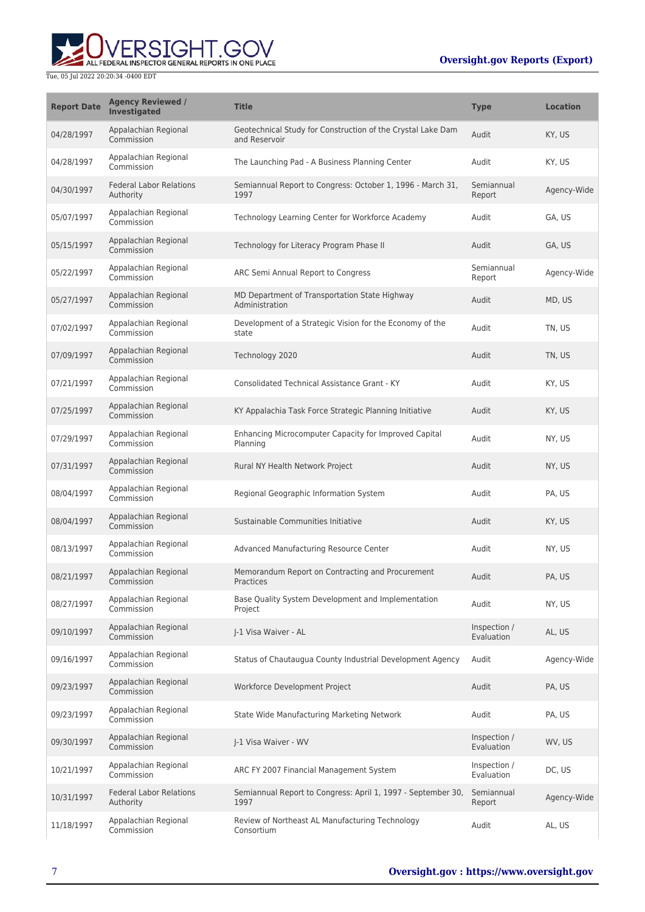| Report Date | Agency Reviewed / Investigated | Title | Type | Location |
|---|---|---|---|---|
| 04/28/1997 | Appalachian Regional Commission | Geotechnical Study for Construction of the Crystal Lake Dam and Reservoir | Audit | KY, US |
| 04/28/1997 | Appalachian Regional Commission | The Launching Pad - A Business Planning Center | Audit | KY, US |
| 04/30/1997 | Federal Labor Relations Authority | Semiannual Report to Congress: October 1, 1996 - March 31, 1997 | Semiannual Report | Agency-Wide |
| 05/07/1997 | Appalachian Regional Commission | Technology Learning Center for Workforce Academy | Audit | GA, US |
| 05/15/1997 | Appalachian Regional Commission | Technology for Literacy Program Phase II | Audit | GA, US |
| 05/22/1997 | Appalachian Regional Commission | ARC Semi Annual Report to Congress | Semiannual Report | Agency-Wide |
| 05/27/1997 | Appalachian Regional Commission | MD Department of Transportation State Highway Administration | Audit | MD, US |
| 07/02/1997 | Appalachian Regional Commission | Development of a Strategic Vision for the Economy of the state | Audit | TN, US |
| 07/09/1997 | Appalachian Regional Commission | Technology 2020 | Audit | TN, US |
| 07/21/1997 | Appalachian Regional Commission | Consolidated Technical Assistance Grant - KY | Audit | KY, US |
| 07/25/1997 | Appalachian Regional Commission | KY Appalachia Task Force Strategic Planning Initiative | Audit | KY, US |
| 07/29/1997 | Appalachian Regional Commission | Enhancing Microcomputer Capacity for Improved Capital Planning | Audit | NY, US |
| 07/31/1997 | Appalachian Regional Commission | Rural NY Health Network Project | Audit | NY, US |
| 08/04/1997 | Appalachian Regional Commission | Regional Geographic Information System | Audit | PA, US |
| 08/04/1997 | Appalachian Regional Commission | Sustainable Communities Initiative | Audit | KY, US |
| 08/13/1997 | Appalachian Regional Commission | Advanced Manufacturing Resource Center | Audit | NY, US |
| 08/21/1997 | Appalachian Regional Commission | Memorandum Report on Contracting and Procurement Practices | Audit | PA, US |
| 08/27/1997 | Appalachian Regional Commission | Base Quality System Development and Implementation Project | Audit | NY, US |
| 09/10/1997 | Appalachian Regional Commission | J-1 Visa Waiver - AL | Inspection / Evaluation | AL, US |
| 09/16/1997 | Appalachian Regional Commission | Status of Chautauqua County Industrial Development Agency | Audit | Agency-Wide |
| 09/23/1997 | Appalachian Regional Commission | Workforce Development Project | Audit | PA, US |
| 09/23/1997 | Appalachian Regional Commission | State Wide Manufacturing Marketing Network | Audit | PA, US |
| 09/30/1997 | Appalachian Regional Commission | J-1 Visa Waiver - WV | Inspection / Evaluation | WV, US |
| 10/21/1997 | Appalachian Regional Commission | ARC FY 2007 Financial Management System | Inspection / Evaluation | DC, US |
| 10/31/1997 | Federal Labor Relations Authority | Semiannual Report to Congress: April 1, 1997 - September 30, 1997 | Semiannual Report | Agency-Wide |
| 11/18/1997 | Appalachian Regional Commission | Review of Northeast AL Manufacturing Technology Consortium | Audit | AL, US |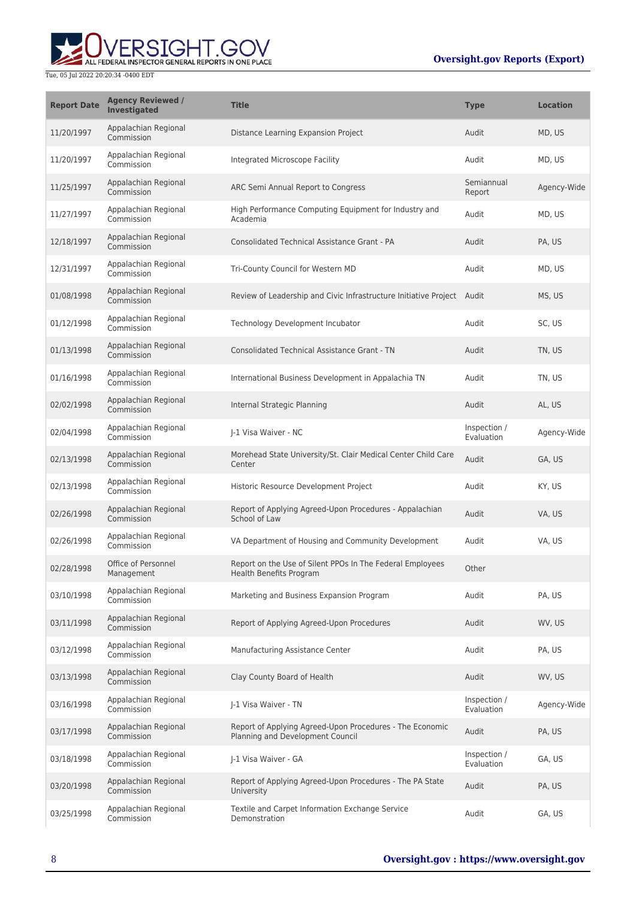| Report Date | Agency Reviewed / Investigated | Title | Type | Location |
| --- | --- | --- | --- | --- |
| 11/20/1997 | Appalachian Regional Commission | Distance Learning Expansion Project | Audit | MD, US |
| 11/20/1997 | Appalachian Regional Commission | Integrated Microscope Facility | Audit | MD, US |
| 11/25/1997 | Appalachian Regional Commission | ARC Semi Annual Report to Congress | Semiannual Report | Agency-Wide |
| 11/27/1997 | Appalachian Regional Commission | High Performance Computing Equipment for Industry and Academia | Audit | MD, US |
| 12/18/1997 | Appalachian Regional Commission | Consolidated Technical Assistance Grant - PA | Audit | PA, US |
| 12/31/1997 | Appalachian Regional Commission | Tri-County Council for Western MD | Audit | MD, US |
| 01/08/1998 | Appalachian Regional Commission | Review of Leadership and Civic Infrastructure Initiative Project | Audit | MS, US |
| 01/12/1998 | Appalachian Regional Commission | Technology Development Incubator | Audit | SC, US |
| 01/13/1998 | Appalachian Regional Commission | Consolidated Technical Assistance Grant - TN | Audit | TN, US |
| 01/16/1998 | Appalachian Regional Commission | International Business Development in Appalachia TN | Audit | TN, US |
| 02/02/1998 | Appalachian Regional Commission | Internal Strategic Planning | Audit | AL, US |
| 02/04/1998 | Appalachian Regional Commission | J-1 Visa Waiver - NC | Inspection / Evaluation | Agency-Wide |
| 02/13/1998 | Appalachian Regional Commission | Morehead State University/St. Clair Medical Center Child Care Center | Audit | GA, US |
| 02/13/1998 | Appalachian Regional Commission | Historic Resource Development Project | Audit | KY, US |
| 02/26/1998 | Appalachian Regional Commission | Report of Applying Agreed-Upon Procedures - Appalachian School of Law | Audit | VA, US |
| 02/26/1998 | Appalachian Regional Commission | VA Department of Housing and Community Development | Audit | VA, US |
| 02/28/1998 | Office of Personnel Management | Report on the Use of Silent PPOs In The Federal Employees Health Benefits Program | Other | |
| 03/10/1998 | Appalachian Regional Commission | Marketing and Business Expansion Program | Audit | PA, US |
| 03/11/1998 | Appalachian Regional Commission | Report of Applying Agreed-Upon Procedures | Audit | WV, US |
| 03/12/1998 | Appalachian Regional Commission | Manufacturing Assistance Center | Audit | PA, US |
| 03/13/1998 | Appalachian Regional Commission | Clay County Board of Health | Audit | WV, US |
| 03/16/1998 | Appalachian Regional Commission | J-1 Visa Waiver - TN | Inspection / Evaluation | Agency-Wide |
| 03/17/1998 | Appalachian Regional Commission | Report of Applying Agreed-Upon Procedures - The Economic Planning and Development Council | Audit | PA, US |
| 03/18/1998 | Appalachian Regional Commission | J-1 Visa Waiver - GA | Inspection / Evaluation | GA, US |
| 03/20/1998 | Appalachian Regional Commission | Report of Applying Agreed-Upon Procedures - The PA State University | Audit | PA, US |
| 03/25/1998 | Appalachian Regional Commission | Textile and Carpet Information Exchange Service Demonstration | Audit | GA, US |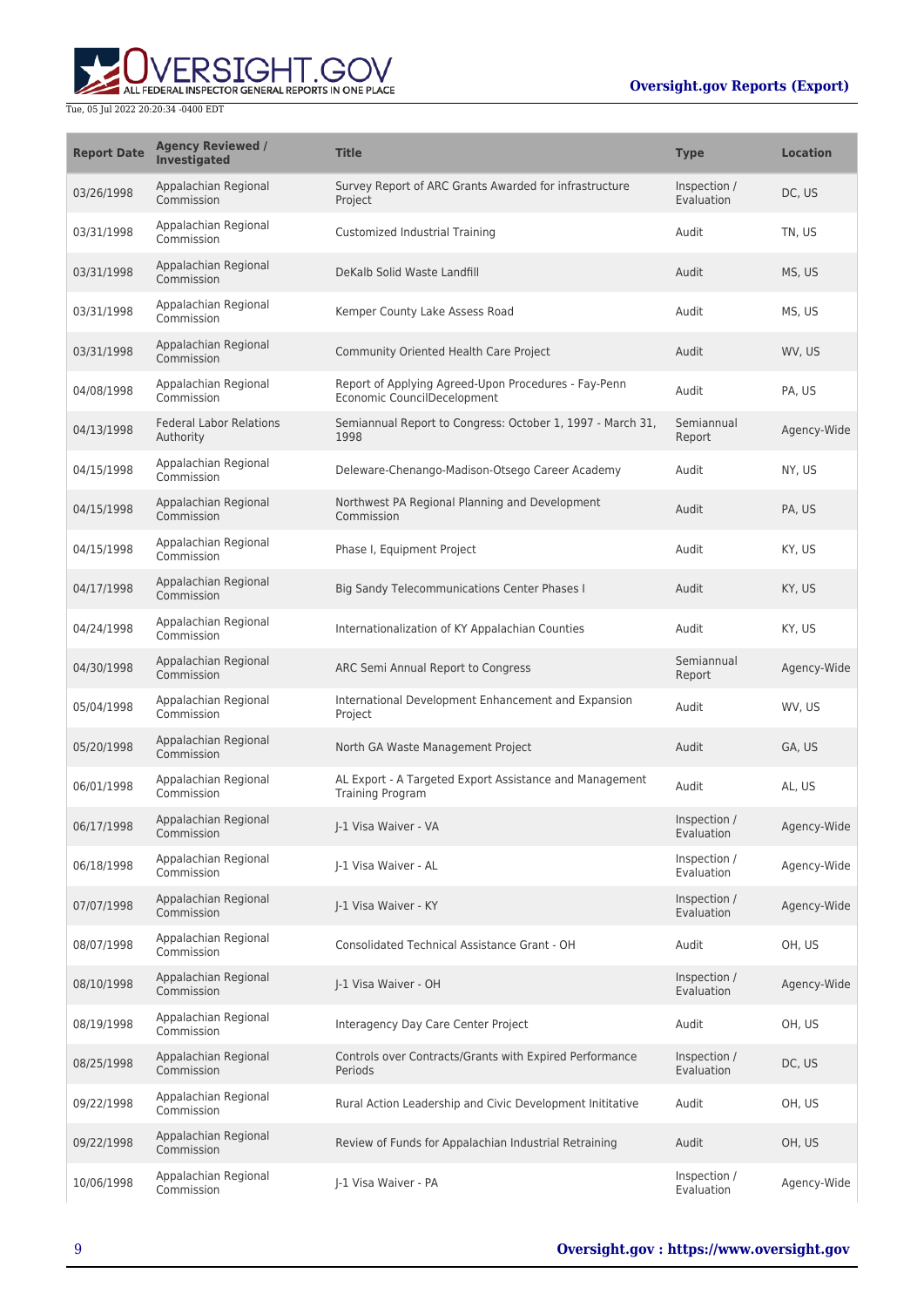| Report Date | Agency Reviewed / Investigated | Title | Type | Location |
| --- | --- | --- | --- | --- |
| 03/26/1998 | Appalachian Regional Commission | Survey Report of ARC Grants Awarded for infrastructure Project | Inspection / Evaluation | DC, US |
| 03/31/1998 | Appalachian Regional Commission | Customized Industrial Training | Audit | TN, US |
| 03/31/1998 | Appalachian Regional Commission | DeKalb Solid Waste Landfill | Audit | MS, US |
| 03/31/1998 | Appalachian Regional Commission | Kemper County Lake Assess Road | Audit | MS, US |
| 03/31/1998 | Appalachian Regional Commission | Community Oriented Health Care Project | Audit | WV, US |
| 04/08/1998 | Appalachian Regional Commission | Report of Applying Agreed-Upon Procedures - Fay-Penn Economic CouncilDecelopment | Audit | PA, US |
| 04/13/1998 | Federal Labor Relations Authority | Semiannual Report to Congress: October 1, 1997 - March 31, 1998 | Semiannual Report | Agency-Wide |
| 04/15/1998 | Appalachian Regional Commission | Deleware-Chenango-Madison-Otsego Career Academy | Audit | NY, US |
| 04/15/1998 | Appalachian Regional Commission | Northwest PA Regional Planning and Development Commission | Audit | PA, US |
| 04/15/1998 | Appalachian Regional Commission | Phase I, Equipment Project | Audit | KY, US |
| 04/17/1998 | Appalachian Regional Commission | Big Sandy Telecommunications Center Phases I | Audit | KY, US |
| 04/24/1998 | Appalachian Regional Commission | Internationalization of KY Appalachian Counties | Audit | KY, US |
| 04/30/1998 | Appalachian Regional Commission | ARC Semi Annual Report to Congress | Semiannual Report | Agency-Wide |
| 05/04/1998 | Appalachian Regional Commission | International Development Enhancement and Expansion Project | Audit | WV, US |
| 05/20/1998 | Appalachian Regional Commission | North GA Waste Management Project | Audit | GA, US |
| 06/01/1998 | Appalachian Regional Commission | AL Export - A Targeted Export Assistance and Management Training Program | Audit | AL, US |
| 06/17/1998 | Appalachian Regional Commission | J-1 Visa Waiver - VA | Inspection / Evaluation | Agency-Wide |
| 06/18/1998 | Appalachian Regional Commission | J-1 Visa Waiver - AL | Inspection / Evaluation | Agency-Wide |
| 07/07/1998 | Appalachian Regional Commission | J-1 Visa Waiver - KY | Inspection / Evaluation | Agency-Wide |
| 08/07/1998 | Appalachian Regional Commission | Consolidated Technical Assistance Grant - OH | Audit | OH, US |
| 08/10/1998 | Appalachian Regional Commission | J-1 Visa Waiver - OH | Inspection / Evaluation | Agency-Wide |
| 08/19/1998 | Appalachian Regional Commission | Interagency Day Care Center Project | Audit | OH, US |
| 08/25/1998 | Appalachian Regional Commission | Controls over Contracts/Grants with Expired Performance Periods | Inspection / Evaluation | DC, US |
| 09/22/1998 | Appalachian Regional Commission | Rural Action Leadership and Civic Development Inititative | Audit | OH, US |
| 09/22/1998 | Appalachian Regional Commission | Review of Funds for Appalachian Industrial Retraining | Audit | OH, US |
| 10/06/1998 | Appalachian Regional Commission | J-1 Visa Waiver - PA | Inspection / Evaluation | Agency-Wide |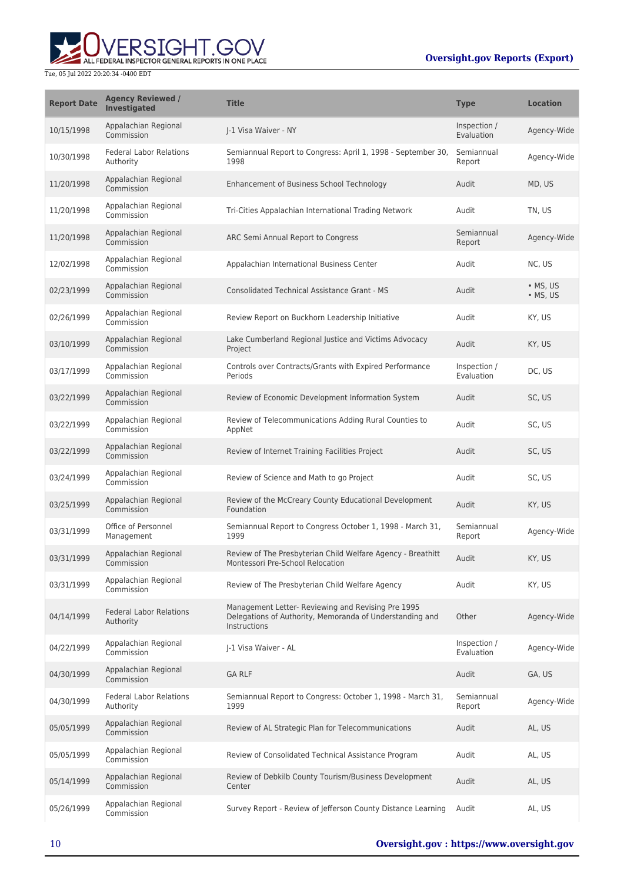| Report Date | Agency Reviewed / Investigated | Title | Type | Location |
| --- | --- | --- | --- | --- |
| 10/15/1998 | Appalachian Regional Commission | J-1 Visa Waiver - NY | Inspection / Evaluation | Agency-Wide |
| 10/30/1998 | Federal Labor Relations Authority | Semiannual Report to Congress: April 1, 1998 - September 30, 1998 | Semiannual Report | Agency-Wide |
| 11/20/1998 | Appalachian Regional Commission | Enhancement of Business School Technology | Audit | MD, US |
| 11/20/1998 | Appalachian Regional Commission | Tri-Cities Appalachian International Trading Network | Audit | TN, US |
| 11/20/1998 | Appalachian Regional Commission | ARC Semi Annual Report to Congress | Semiannual Report | Agency-Wide |
| 12/02/1998 | Appalachian Regional Commission | Appalachian International Business Center | Audit | NC, US |
| 02/23/1999 | Appalachian Regional Commission | Consolidated Technical Assistance Grant - MS | Audit | • MS, US<br>• MS, US |
| 02/26/1999 | Appalachian Regional Commission | Review Report on Buckhorn Leadership Initiative | Audit | KY, US |
| 03/10/1999 | Appalachian Regional Commission | Lake Cumberland Regional Justice and Victims Advocacy Project | Audit | KY, US |
| 03/17/1999 | Appalachian Regional Commission | Controls over Contracts/Grants with Expired Performance Periods | Inspection / Evaluation | DC, US |
| 03/22/1999 | Appalachian Regional Commission | Review of Economic Development Information System | Audit | SC, US |
| 03/22/1999 | Appalachian Regional Commission | Review of Telecommunications Adding Rural Counties to AppNet | Audit | SC, US |
| 03/22/1999 | Appalachian Regional Commission | Review of Internet Training Facilities Project | Audit | SC, US |
| 03/24/1999 | Appalachian Regional Commission | Review of Science and Math to go Project | Audit | SC, US |
| 03/25/1999 | Appalachian Regional Commission | Review of the McCreary County Educational Development Foundation | Audit | KY, US |
| 03/31/1999 | Office of Personnel Management | Semiannual Report to Congress October 1, 1998 - March 31, 1999 | Semiannual Report | Agency-Wide |
| 03/31/1999 | Appalachian Regional Commission | Review of The Presbyterian Child Welfare Agency - Breathitt Montessori Pre-School Relocation | Audit | KY, US |
| 03/31/1999 | Appalachian Regional Commission | Review of The Presbyterian Child Welfare Agency | Audit | KY, US |
| 04/14/1999 | Federal Labor Relations Authority | Management Letter- Reviewing and Revising Pre 1995 Delegations of Authority, Memoranda of Understanding and Instructions | Other | Agency-Wide |
| 04/22/1999 | Appalachian Regional Commission | J-1 Visa Waiver - AL | Inspection / Evaluation | Agency-Wide |
| 04/30/1999 | Appalachian Regional Commission | GA RLF | Audit | GA, US |
| 04/30/1999 | Federal Labor Relations Authority | Semiannual Report to Congress: October 1, 1998 - March 31, 1999 | Semiannual Report | Agency-Wide |
| 05/05/1999 | Appalachian Regional Commission | Review of AL Strategic Plan for Telecommunications | Audit | AL, US |
| 05/05/1999 | Appalachian Regional Commission | Review of Consolidated Technical Assistance Program | Audit | AL, US |
| 05/14/1999 | Appalachian Regional Commission | Review of Debkilb County Tourism/Business Development Center | Audit | AL, US |
| 05/26/1999 | Appalachian Regional Commission | Survey Report - Review of Jefferson County Distance Learning | Audit | AL, US |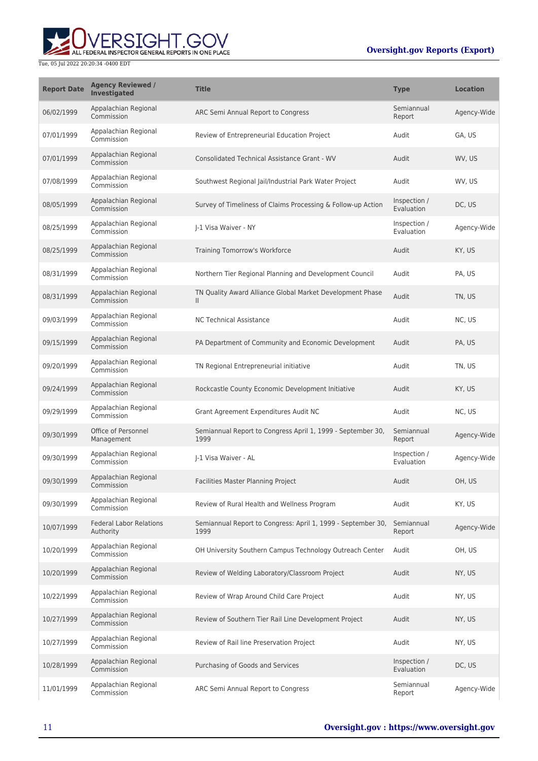| Report Date | Agency Reviewed / Investigated | Title | Type | Location |
| --- | --- | --- | --- | --- |
| 06/02/1999 | Appalachian Regional Commission | ARC Semi Annual Report to Congress | Semiannual Report | Agency-Wide |
| 07/01/1999 | Appalachian Regional Commission | Review of Entrepreneurial Education Project | Audit | GA, US |
| 07/01/1999 | Appalachian Regional Commission | Consolidated Technical Assistance Grant - WV | Audit | WV, US |
| 07/08/1999 | Appalachian Regional Commission | Southwest Regional Jail/Industrial Park Water Project | Audit | WV, US |
| 08/05/1999 | Appalachian Regional Commission | Survey of Timeliness of Claims Processing & Follow-up Action | Inspection / Evaluation | DC, US |
| 08/25/1999 | Appalachian Regional Commission | J-1 Visa Waiver - NY | Inspection / Evaluation | Agency-Wide |
| 08/25/1999 | Appalachian Regional Commission | Training Tomorrow's Workforce | Audit | KY, US |
| 08/31/1999 | Appalachian Regional Commission | Northern Tier Regional Planning and Development Council | Audit | PA, US |
| 08/31/1999 | Appalachian Regional Commission | TN Quality Award Alliance Global Market Development Phase II | Audit | TN, US |
| 09/03/1999 | Appalachian Regional Commission | NC Technical Assistance | Audit | NC, US |
| 09/15/1999 | Appalachian Regional Commission | PA Department of Community and Economic Development | Audit | PA, US |
| 09/20/1999 | Appalachian Regional Commission | TN Regional Entrepreneurial initiative | Audit | TN, US |
| 09/24/1999 | Appalachian Regional Commission | Rockcastle County Economic Development Initiative | Audit | KY, US |
| 09/29/1999 | Appalachian Regional Commission | Grant Agreement Expenditures Audit NC | Audit | NC, US |
| 09/30/1999 | Office of Personnel Management | Semiannual Report to Congress April 1, 1999 - September 30, 1999 | Semiannual Report | Agency-Wide |
| 09/30/1999 | Appalachian Regional Commission | J-1 Visa Waiver - AL | Inspection / Evaluation | Agency-Wide |
| 09/30/1999 | Appalachian Regional Commission | Facilities Master Planning Project | Audit | OH, US |
| 09/30/1999 | Appalachian Regional Commission | Review of Rural Health and Wellness Program | Audit | KY, US |
| 10/07/1999 | Federal Labor Relations Authority | Semiannual Report to Congress: April 1, 1999 - September 30, 1999 | Semiannual Report | Agency-Wide |
| 10/20/1999 | Appalachian Regional Commission | OH University Southern Campus Technology Outreach Center | Audit | OH, US |
| 10/20/1999 | Appalachian Regional Commission | Review of Welding Laboratory/Classroom Project | Audit | NY, US |
| 10/22/1999 | Appalachian Regional Commission | Review of Wrap Around Child Care Project | Audit | NY, US |
| 10/27/1999 | Appalachian Regional Commission | Review of Southern Tier Rail Line Development Project | Audit | NY, US |
| 10/27/1999 | Appalachian Regional Commission | Review of Rail line Preservation Project | Audit | NY, US |
| 10/28/1999 | Appalachian Regional Commission | Purchasing of Goods and Services | Inspection / Evaluation | DC, US |
| 11/01/1999 | Appalachian Regional Commission | ARC Semi Annual Report to Congress | Semiannual Report | Agency-Wide |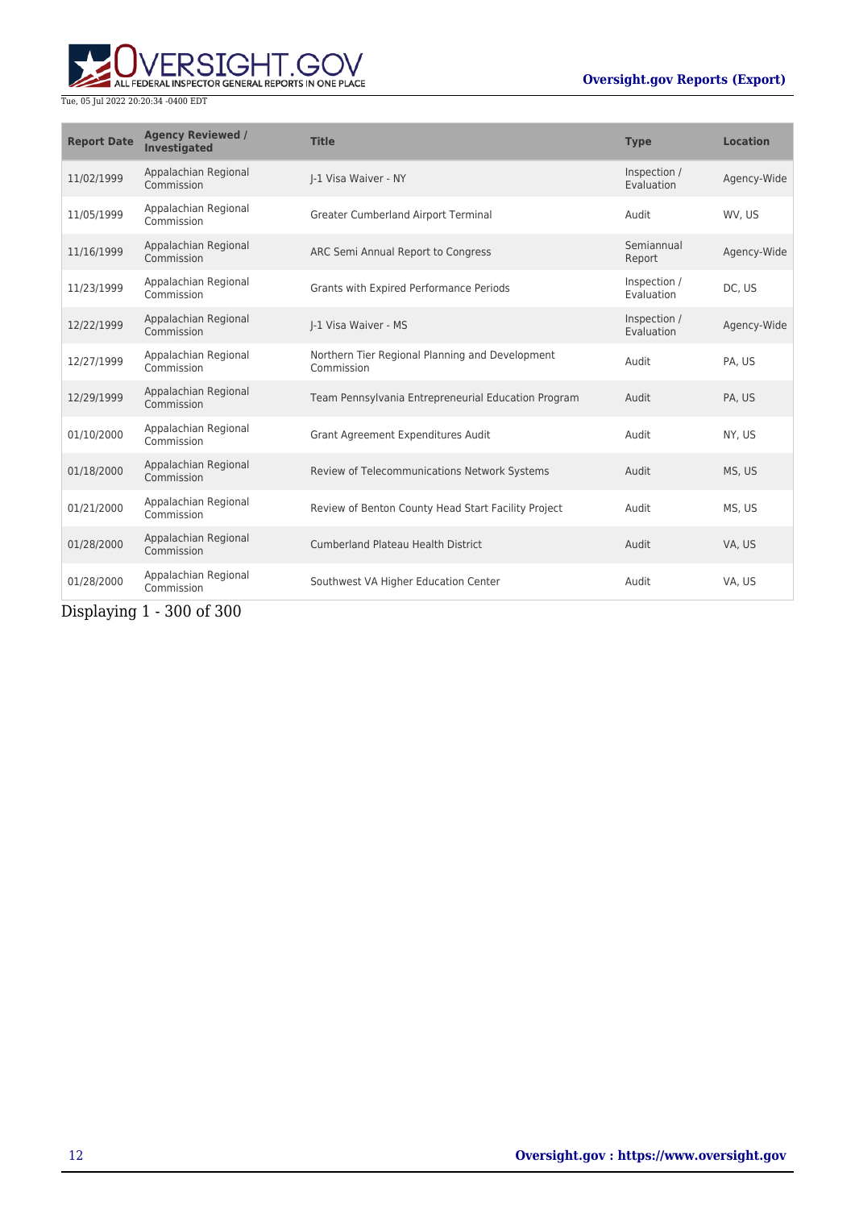| Report Date | Agency Reviewed / Investigated | Title | Type | Location |
| --- | --- | --- | --- | --- |
| 11/02/1999 | Appalachian Regional Commission | J-1 Visa Waiver - NY | Inspection / Evaluation | Agency-Wide |
| 11/05/1999 | Appalachian Regional Commission | Greater Cumberland Airport Terminal | Audit | WV, US |
| 11/16/1999 | Appalachian Regional Commission | ARC Semi Annual Report to Congress | Semiannual Report | Agency-Wide |
| 11/23/1999 | Appalachian Regional Commission | Grants with Expired Performance Periods | Inspection / Evaluation | DC, US |
| 12/22/1999 | Appalachian Regional Commission | J-1 Visa Waiver - MS | Inspection / Evaluation | Agency-Wide |
| 12/27/1999 | Appalachian Regional Commission | Northern Tier Regional Planning and Development Commission | Audit | PA, US |
| 12/29/1999 | Appalachian Regional Commission | Team Pennsylvania Entrepreneurial Education Program | Audit | PA, US |
| 01/10/2000 | Appalachian Regional Commission | Grant Agreement Expenditures Audit | Audit | NY, US |
| 01/18/2000 | Appalachian Regional Commission | Review of Telecommunications Network Systems | Audit | MS, US |
| 01/21/2000 | Appalachian Regional Commission | Review of Benton County Head Start Facility Project | Audit | MS, US |
| 01/28/2000 | Appalachian Regional Commission | Cumberland Plateau Health District | Audit | VA, US |
| 01/28/2000 | Appalachian Regional Commission | Southwest VA Higher Education Center | Audit | VA, US |

Displaying 1 - 300 of 300